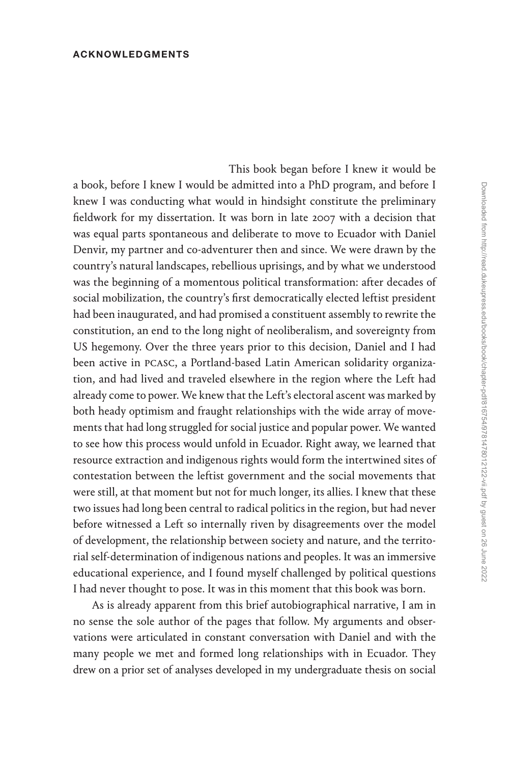# ACKNOWLEDGMENTS

This book began before I knew it would be a book, before I knew I would be admitted into a PhD program, and before I knew I was conducting what would in hindsight constitute the preliminary fieldwork for my dissertation. It was born in late 2007 with a decision that was equal parts spontaneous and deliberate to move to Ecuador with Daniel Denvir, my partner and co-adventurer then and since. We were drawn by the country's natural landscapes, rebellious uprisings, and by what we understood was the beginning of a momentous political transformation: after decades of social mobilization, the country's first democratically elected leftist president had been inaugurated, and had promised a constituent assembly to rewrite the constitution, an end to the long night of neoliberalism, and sovereignty from US hegemony. Over the three years prior to this decision, Daniel and I had been active in PCASC, a Portland-based Latin American solidarity organization, and had lived and traveled elsewhere in the region where the Left had already come to power. We knew that the Left's electoral ascent was marked by both heady optimism and fraught relationships with the wide array of movements that had long struggled for social justice and popular power. We wanted to see how this process would unfold in Ecuador. Right away, we learned that resource extraction and indigenous rights would form the intertwined sites of contestation between the leftist government and the social movements that were still, at that moment but not for much longer, its allies. I knew that these two issues had long been central to radical politics in the region, but had never before witnessed a Left so internally riven by disagreements over the model of development, the relationship between society and nature, and the territorial self-determination of indigenous nations and peoples. It was an immersive educational experience, and I found myself challenged by political questions I had never thought to pose. It was in this moment that this book was born.

As is already apparent from this brief autobiographical narrative, I am in no sense the sole author of the pages that follow. My arguments and observations were articulated in constant conversation with Daniel and with the many people we met and formed long relationships with in Ecuador. They drew on a prior set of analyses developed in my undergraduate thesis on social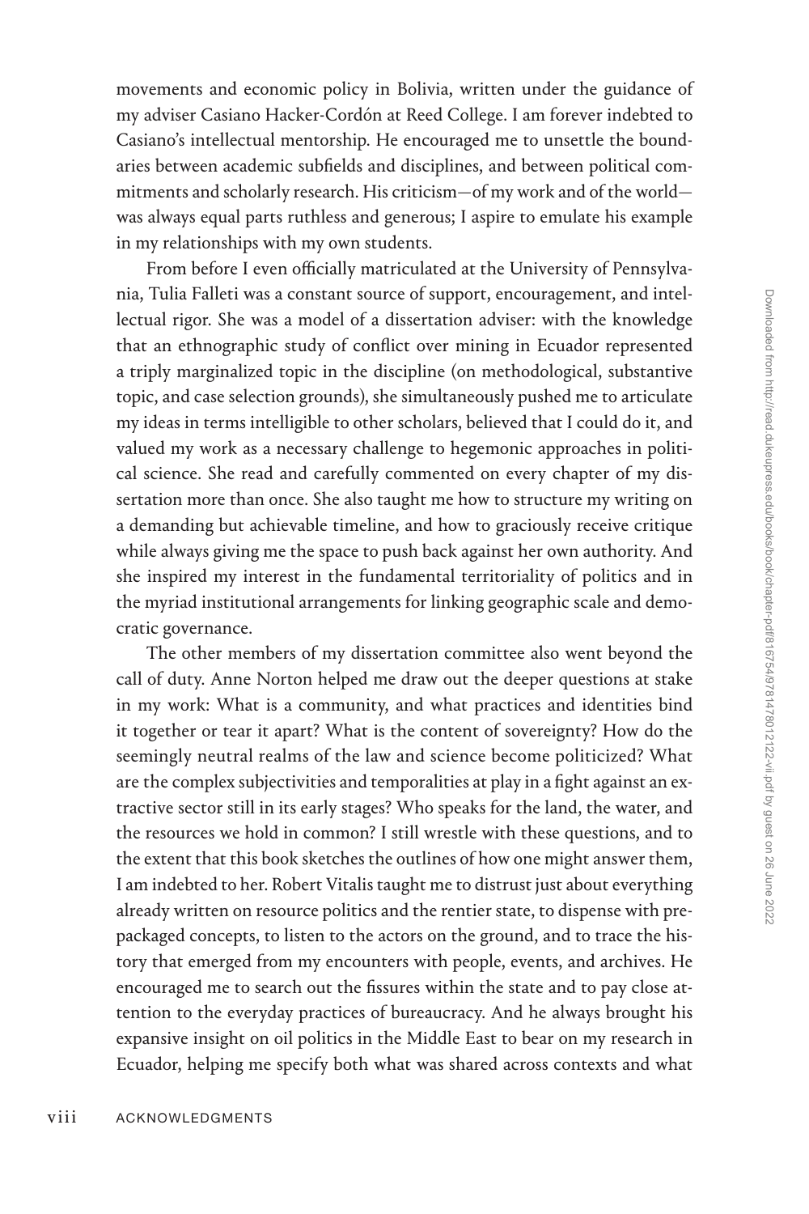movements and economic policy in Bolivia, written under the guidance of my adviser Casiano Hacker-Cordón at Reed College. I am forever indebted to Casiano's intellectual mentorship. He encouraged me to unsettle the boundaries between academic subfields and disciplines, and between political commitments and scholarly research. His criticism—of my work and of the world—was always equal parts ruthless and generous; I aspire to emulate his example in my relationships with my own students.

From before I even officially matriculated at the University of Pennsylvania, Tulia Falleti was a constant source of support, encouragement, and intellectual rigor. She was a model of a dissertation adviser: with the knowledge that an ethnographic study of conflict over mining in Ecuador represented a triply marginalized topic in the discipline (on methodological, substantive topic, and case selection grounds), she simultaneously pushed me to articulate my ideas in terms intelligible to other scholars, believed that I could do it, and valued my work as a necessary challenge to hegemonic approaches in political science. She read and carefully commented on every chapter of my dissertation more than once. She also taught me how to structure my writing on a demanding but achievable timeline, and how to graciously receive critique while always giving me the space to push back against her own authority. And she inspired my interest in the fundamental territoriality of politics and in the myriad institutional arrangements for linking geographic scale and democratic governance.

The other members of my dissertation committee also went beyond the call of duty. Anne Norton helped me draw out the deeper questions at stake in my work: What is a community, and what practices and identities bind it together or tear it apart? What is the content of sovereignty? How do the seemingly neutral realms of the law and science become politicized? What are the complex subjectivities and temporalities at play in a fight against an extractive sector still in its early stages? Who speaks for the land, the water, and the resources we hold in common? I still wrestle with these questions, and to the extent that this book sketches the outlines of how one might answer them, I am indebted to her. Robert Vitalis taught me to distrust just about everything already written on resource politics and the rentier state, to dispense with prepackaged concepts, to listen to the actors on the ground, and to trace the history that emerged from my encounters with people, events, and archives. He encouraged me to search out the fissures within the state and to pay close attention to the everyday practices of bureaucracy. And he always brought his expansive insight on oil politics in the Middle East to bear on my research in Ecuador, helping me specify both what was shared across contexts and what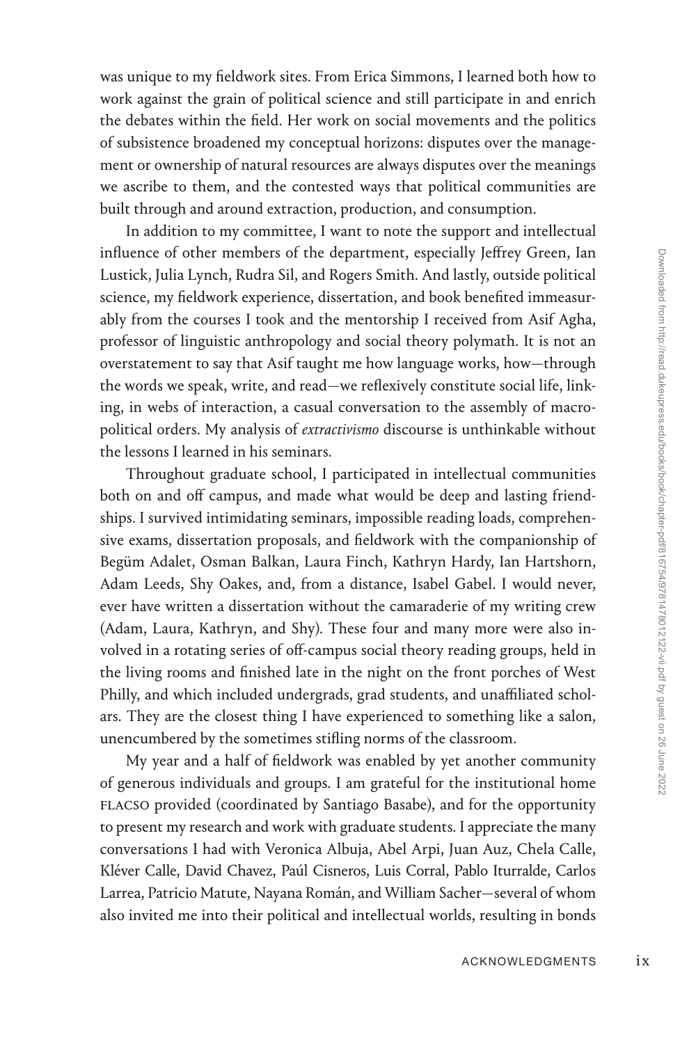was unique to my fieldwork sites. From Erica Simmons, I learned both how to work against the grain of political science and still participate in and enrich the debates within the field. Her work on social movements and the politics of subsistence broadened my conceptual horizons: disputes over the management or ownership of natural resources are always disputes over the meanings we ascribe to them, and the contested ways that political communities are built through and around extraction, production, and consumption.

In addition to my committee, I want to note the support and intellectual influence of other members of the department, especially Jeffrey Green, Ian Lustick, Julia Lynch, Rudra Sil, and Rogers Smith. And lastly, outside political science, my fieldwork experience, dissertation, and book benefited immeasurably from the courses I took and the mentorship I received from Asif Agha, professor of linguistic anthropology and social theory polymath. It is not an overstatement to say that Asif taught me how language works, how—through the words we speak, write, and read—we reflexively constitute social life, linking, in webs of interaction, a casual conversation to the assembly of macro-political orders. My analysis of *extractivismo* discourse is unthinkable without the lessons I learned in his seminars.

Throughout graduate school, I participated in intellectual communities both on and off campus, and made what would be deep and lasting friendships. I survived intimidating seminars, impossible reading loads, comprehensive exams, dissertation proposals, and fieldwork with the companionship of Begüm Adalet, Osman Balkan, Laura Finch, Kathryn Hardy, Ian Hartshorn, Adam Leeds, Shy Oakes, and, from a distance, Isabel Gabel. I would never, ever have written a dissertation without the camaraderie of my writing crew (Adam, Laura, Kathryn, and Shy). These four and many more were also involved in a rotating series of off-campus social theory reading groups, held in the living rooms and finished late in the night on the front porches of West Philly, and which included undergrads, grad students, and unaffiliated scholars. They are the closest thing I have experienced to something like a salon, unencumbered by the sometimes stifling norms of the classroom.

My year and a half of fieldwork was enabled by yet another community of generous individuals and groups. I am grateful for the institutional home FLACSO provided (coordinated by Santiago Basabe), and for the opportunity to present my research and work with graduate students. I appreciate the many conversations I had with Veronica Albuja, Abel Arpi, Juan Auz, Chela Calle, Kléver Calle, David Chavez, Paúl Cisneros, Luis Corral, Pablo Iturralde, Carlos Larrea, Patricio Matute, Nayana Román, and William Sacher—several of whom also invited me into their political and intellectual worlds, resulting in bonds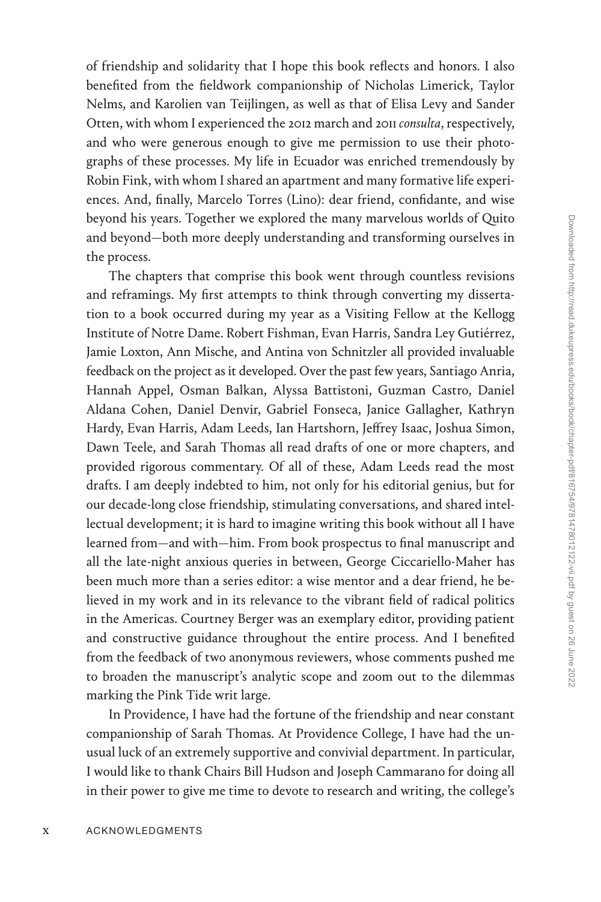of friendship and solidarity that I hope this book reflects and honors. I also benefited from the fieldwork companionship of Nicholas Limerick, Taylor Nelms, and Karolien van Teijlingen, as well as that of Elisa Levy and Sander Otten, with whom I experienced the 2012 march and 2011 *consulta*, respectively, and who were generous enough to give me permission to use their photographs of these processes. My life in Ecuador was enriched tremendously by Robin Fink, with whom I shared an apartment and many formative life experiences. And, finally, Marcelo Torres (Lino): dear friend, confidante, and wise beyond his years. Together we explored the many marvelous worlds of Quito and beyond—both more deeply understanding and transforming ourselves in the process.

The chapters that comprise this book went through countless revisions and reframings. My first attempts to think through converting my dissertation to a book occurred during my year as a Visiting Fellow at the Kellogg Institute of Notre Dame. Robert Fishman, Evan Harris, Sandra Ley Gutiérrez, Jamie Loxton, Ann Mische, and Antina von Schnitzler all provided invaluable feedback on the project as it developed. Over the past few years, Santiago Anria, Hannah Appel, Osman Balkan, Alyssa Battistoni, Guzman Castro, Daniel Aldana Cohen, Daniel Denvir, Gabriel Fonseca, Janice Gallagher, Kathryn Hardy, Evan Harris, Adam Leeds, Ian Hartshorn, Jeffrey Isaac, Joshua Simon, Dawn Teele, and Sarah Thomas all read drafts of one or more chapters, and provided rigorous commentary. Of all of these, Adam Leeds read the most drafts. I am deeply indebted to him, not only for his editorial genius, but for our decade-long close friendship, stimulating conversations, and shared intellectual development; it is hard to imagine writing this book without all I have learned from—and with—him. From book prospectus to final manuscript and all the late-night anxious queries in between, George Ciccariello-Maher has been much more than a series editor: a wise mentor and a dear friend, he believed in my work and in its relevance to the vibrant field of radical politics in the Americas. Courtney Berger was an exemplary editor, providing patient and constructive guidance throughout the entire process. And I benefited from the feedback of two anonymous reviewers, whose comments pushed me to broaden the manuscript's analytic scope and zoom out to the dilemmas marking the Pink Tide writ large.

In Providence, I have had the fortune of the friendship and near constant companionship of Sarah Thomas. At Providence College, I have had the unusual luck of an extremely supportive and convivial department. In particular, I would like to thank Chairs Bill Hudson and Joseph Cammarano for doing all in their power to give me time to devote to research and writing, the college's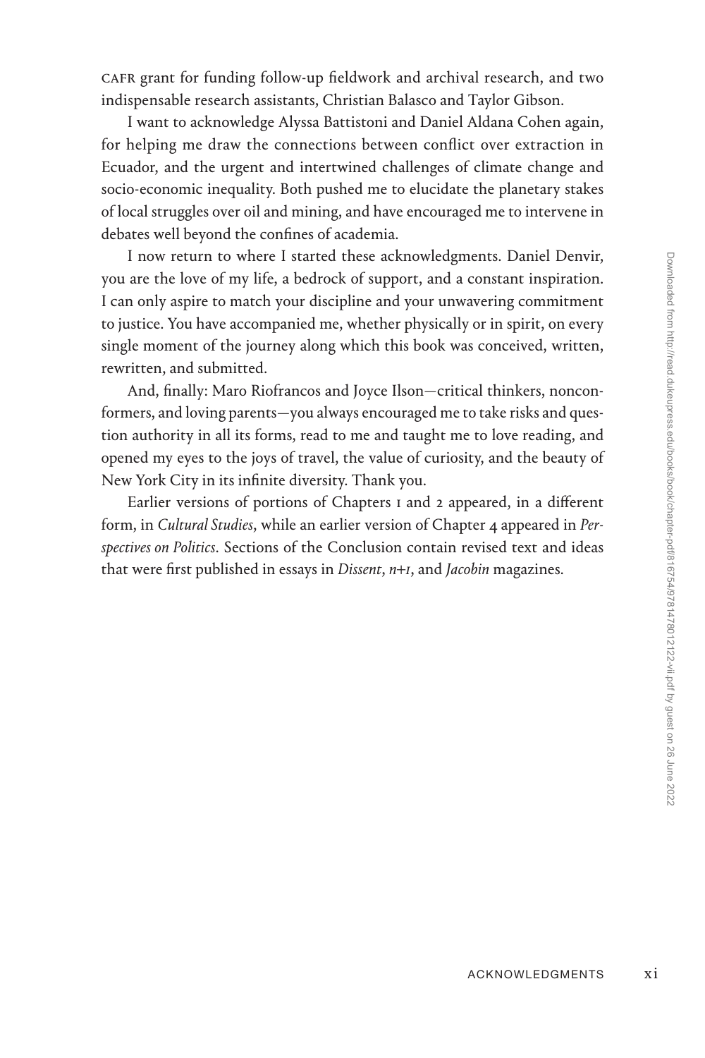CAFR grant for funding follow-up fieldwork and archival research, and two indispensable research assistants, Christian Balasco and Taylor Gibson.

I want to acknowledge Alyssa Battistoni and Daniel Aldana Cohen again, for helping me draw the connections between conflict over extraction in Ecuador, and the urgent and intertwined challenges of climate change and socio-economic inequality. Both pushed me to elucidate the planetary stakes of local struggles over oil and mining, and have encouraged me to intervene in debates well beyond the confines of academia.

I now return to where I started these acknowledgments. Daniel Denvir, you are the love of my life, a bedrock of support, and a constant inspiration. I can only aspire to match your discipline and your unwavering commitment to justice. You have accompanied me, whether physically or in spirit, on every single moment of the journey along which this book was conceived, written, rewritten, and submitted.

And, finally: Maro Riofrancos and Joyce Ilson—critical thinkers, nonconformers, and loving parents—you always encouraged me to take risks and question authority in all its forms, read to me and taught me to love reading, and opened my eyes to the joys of travel, the value of curiosity, and the beauty of New York City in its infinite diversity. Thank you.

Earlier versions of portions of Chapters 1 and 2 appeared, in a different form, in *Cultural Studies*, while an earlier version of Chapter 4 appeared in *Perspectives on Politics*. Sections of the Conclusion contain revised text and ideas that were first published in essays in *Dissent*, *n+1*, and *Jacobin* magazines.